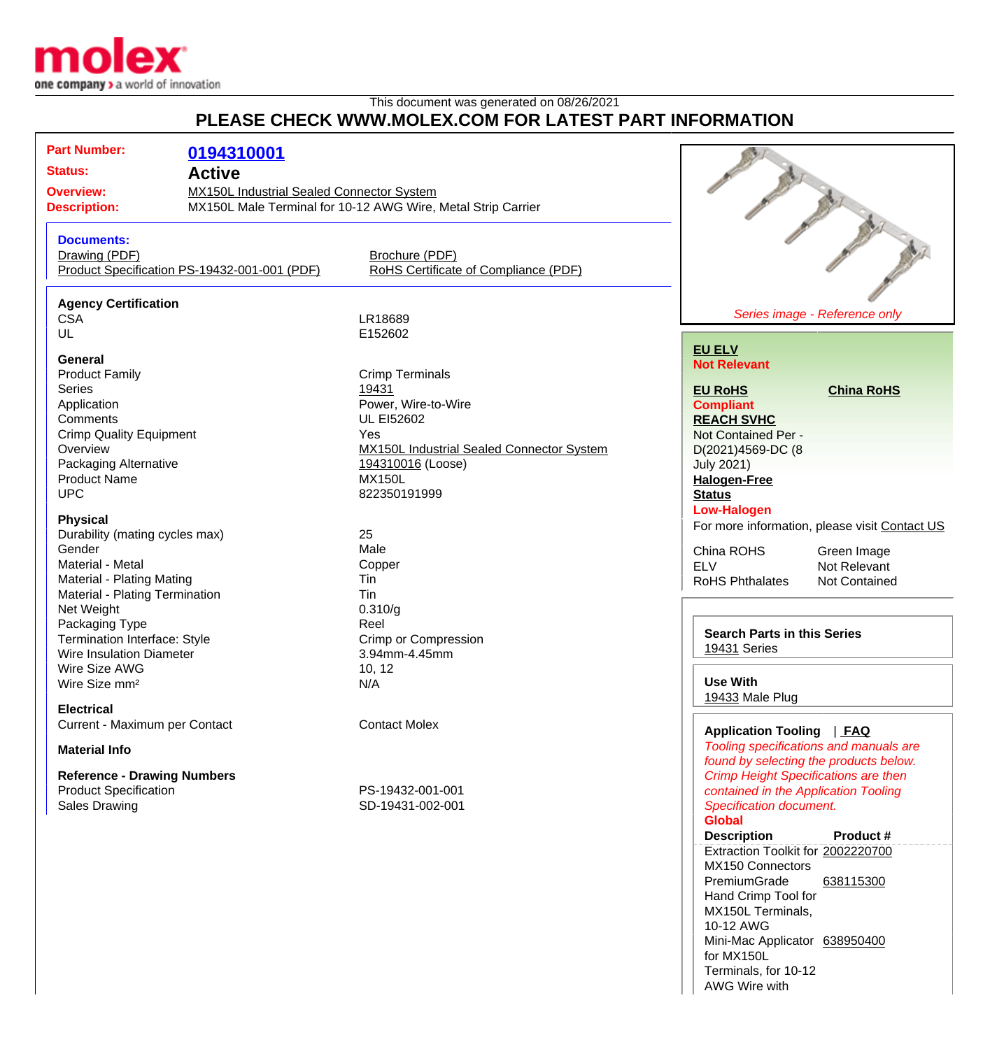molex
one company > a world of innovation

This document was generated on 08/26/2021

**PLEASE CHECK WWW.MOLEX.COM FOR LATEST PART INFORMATION**

**Part Number:** 0194310001

**Status:** Active

**Overview:** MX150L Industrial Sealed Connector System

**Description:** MX150L Male Terminal for 10-12 AWG Wire, Metal Strip Carrier

**Documents:**

- Drawing (PDF)
- Product Specification PS-19432-001-001 (PDF)
- Brochure (PDF)
- RoHS Certificate of Compliance (PDF)

**Agency Certification**

| | |
|---|---|
| CSA | LR18689 |
| UL | E152602 |

**General**

| | |
|---|---|
| Product Family | Crimp Terminals |
| Series | 19431 |
| Application | Power, Wire-to-Wire |
| Comments | UL EI52602 |
| Crimp Quality Equipment | Yes |
| Overview | MX150L Industrial Sealed Connector System |
| Packaging Alternative | 194310016 (Loose) |
| Product Name | MX150L |
| UPC | 822350191999 |

**Physical**

| | |
|---|---|
| Durability (mating cycles max) | 25 |
| Gender | Male |
| Material - Metal | Copper |
| Material - Plating Mating | Tin |
| Material - Plating Termination | Tin |
| Net Weight | 0.310/g |
| Packaging Type | Reel |
| Termination Interface: Style | Crimp or Compression |
| Wire Insulation Diameter | 3.94mm-4.45mm |
| Wire Size AWG | 10, 12 |
| Wire Size mm² | N/A |

**Electrical**

| | |
|---|---|
| Current - Maximum per Contact | Contact Molex |

**Material Info**

**Reference - Drawing Numbers**

| | |
|---|---|
| Product Specification | PS-19432-001-001 |
| Sales Drawing | SD-19431-002-001 |

*Series image - Reference only*

**EU ELV**
**Not Relevant**

**EU RoHS** **China RoHS**
**Compliant**

**REACH SVHC**
Not Contained Per - D(2021)4569-DC (8 July 2021)

**Halogen-Free Status**
**Low-Halogen**

For more information, please visit Contact US

| | |
|---|---|
| China ROHS | Green Image |
| ELV | Not Relevant |
| RoHS Phthalates | Not Contained |

**Search Parts in this Series**
19431 Series

**Use With**
19433 Male Plug

**Application Tooling** | **FAQ**

*Tooling specifications and manuals are found by selecting the products below. Crimp Height Specifications are then contained in the Application Tooling Specification document.*

**Global**

| Description | Product # |
|---|---|
| Extraction Toolkit for MX150 Connectors | 2002220700 |
| PremiumGrade Hand Crimp Tool for MX150L Terminals, 10-12 AWG | 638115300 |
| Mini-Mac Applicator for MX150L Terminals, for 10-12 AWG Wire with | 638950400 |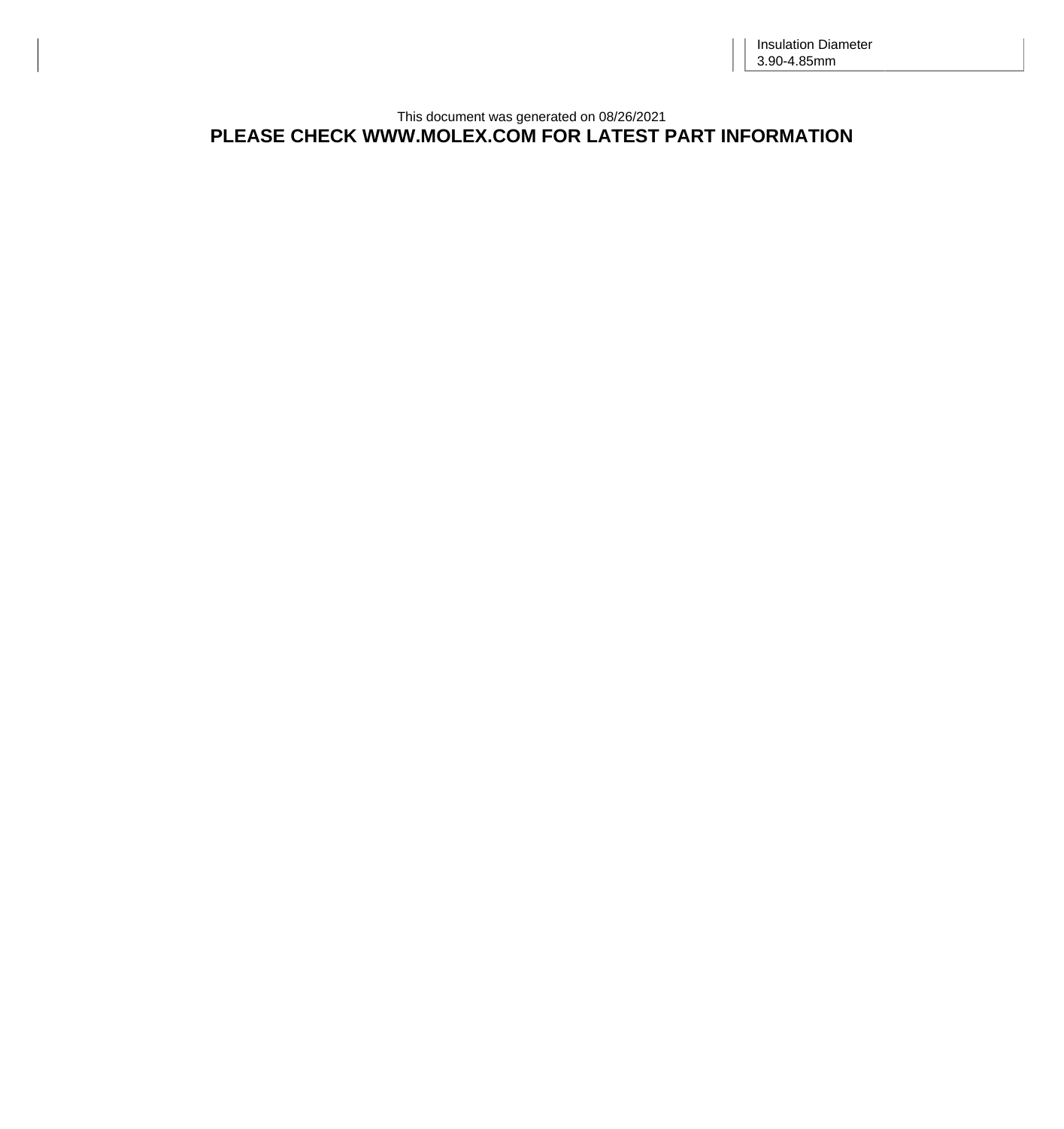| Insulation Diameter |
| --- |
| 3.90-4.85mm |

This document was generated on 08/26/2021

**PLEASE CHECK WWW.MOLEX.COM FOR LATEST PART INFORMATION**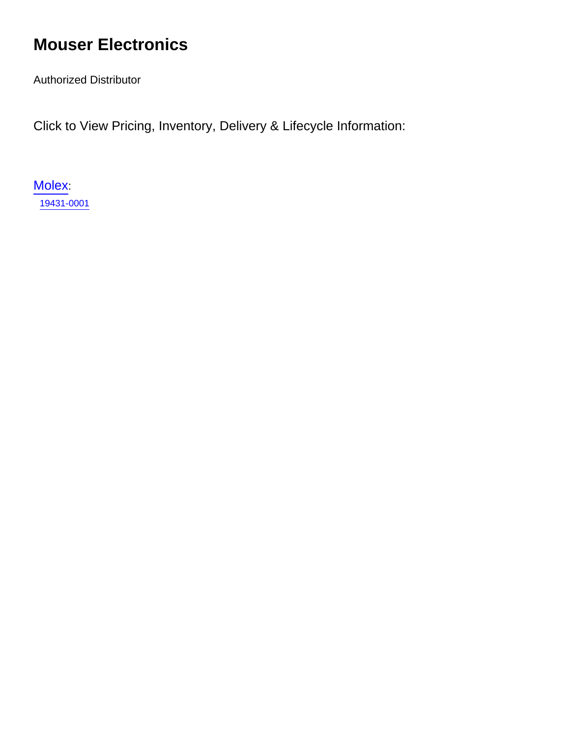# Mouser Electronics

Authorized Distributor

Click to View Pricing, Inventory, Delivery & Lifecycle Information:

Molex:

19431-0001